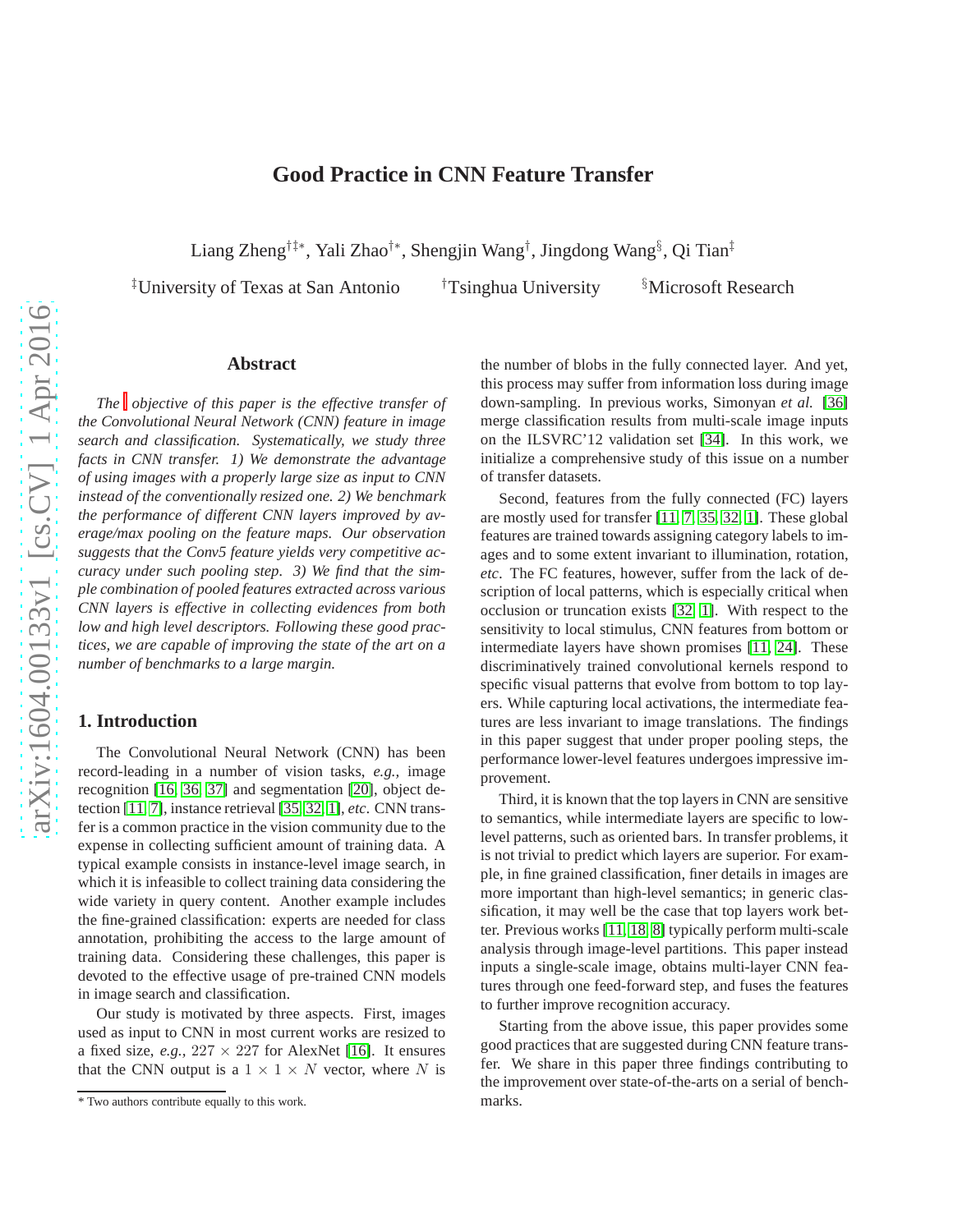# Good Practice in CNN Feature Transfer

Liang Zheng[†‡*], Yali Zhao[†*], Shengjin Wang[†], Jingdong Wang[§], Qi Tian[‡]

[‡]University of Texas at San Antonio [†]Tsinghua University [§]Microsoft Research

## Abstract

*The objective of this paper is the effective transfer of the Convolutional Neural Network (CNN) feature in image search and classification. Systematically, we study three facts in CNN transfer. 1) We demonstrate the advantage of using images with a properly large size as input to CNN instead of the conventionally resized one. 2) We benchmark the performance of different CNN layers improved by average/max pooling on the feature maps. Our observation suggests that the Conv5 feature yields very competitive accuracy under such pooling step. 3) We find that the simple combination of pooled features extracted across various CNN layers is effective in collecting evidences from both low and high level descriptors. Following these good practices, we are capable of improving the state of the art on a number of benchmarks to a large margin.*

## 1. Introduction

The Convolutional Neural Network (CNN) has been record-leading in a number of vision tasks, *e.g.,* image recognition [16, 36, 37] and segmentation [20], object detection [11, 7], instance retrieval [35, 32, 1], *etc.* CNN transfer is a common practice in the vision community due to the expense in collecting sufficient amount of training data. A typical example consists in instance-level image search, in which it is infeasible to collect training data considering the wide variety in query content. Another example includes the fine-grained classification: experts are needed for class annotation, prohibiting the access to the large amount of training data. Considering these challenges, this paper is devoted to the effective usage of pre-trained CNN models in image search and classification.

Our study is motivated by three aspects. First, images used as input to CNN in most current works are resized to a fixed size, *e.g.,* $227 \times 227$ for AlexNet [16]. It ensures that the CNN output is a $1 \times 1 \times N$ vector, where $N$ is the number of blobs in the fully connected layer. And yet, this process may suffer from information loss during image down-sampling. In previous works, Simonyan *et al.* [36] merge classification results from multi-scale image inputs on the ILSVRC'12 validation set [34]. In this work, we initialize a comprehensive study of this issue on a number of transfer datasets.

Second, features from the fully connected (FC) layers are mostly used for transfer [11, 7, 35, 32, 1]. These global features are trained towards assigning category labels to images and to some extent invariant to illumination, rotation, *etc*. The FC features, however, suffer from the lack of description of local patterns, which is especially critical when occlusion or truncation exists [32, 1]. With respect to the sensitivity to local stimulus, CNN features from bottom or intermediate layers have shown promises [11, 24]. These discriminatively trained convolutional kernels respond to specific visual patterns that evolve from bottom to top layers. While capturing local activations, the intermediate features are less invariant to image translations. The findings in this paper suggest that under proper pooling steps, the performance lower-level features undergoes impressive improvement.

Third, it is known that the top layers in CNN are sensitive to semantics, while intermediate layers are specific to low-level patterns, such as oriented bars. In transfer problems, it is not trivial to predict which layers are superior. For example, in fine grained classification, finer details in images are more important than high-level semantics; in generic classification, it may well be the case that top layers work better. Previous works [11, 18, 8] typically perform multi-scale analysis through image-level partitions. This paper instead inputs a single-scale image, obtains multi-layer CNN features through one feed-forward step, and fuses the features to further improve recognition accuracy.

Starting from the above issue, this paper provides some good practices that are suggested during CNN feature transfer. We share in this paper three findings contributing to the improvement over state-of-the-arts on a serial of benchmarks.

* Two authors contribute equally to this work.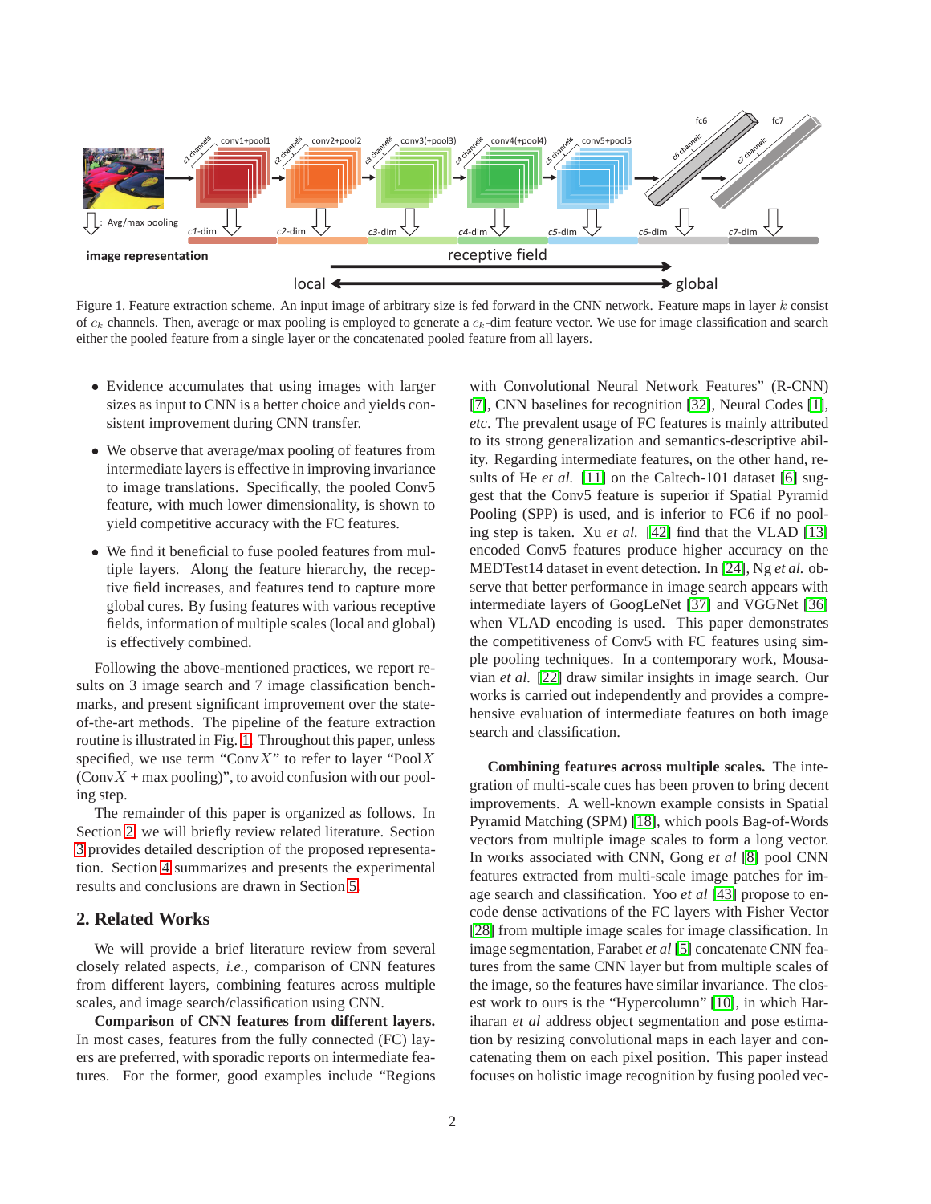Figure 1. Feature extraction scheme. An input image of arbitrary size is fed forward in the CNN network. Feature maps in layer $k$ consist of $c_k$ channels. Then, average or max pooling is employed to generate a $c_k$-dim feature vector. We use for image classification and search either the pooled feature from a single layer or the concatenated pooled feature from all layers.

- Evidence accumulates that using images with larger sizes as input to CNN is a better choice and yields consistent improvement during CNN transfer.
- We observe that average/max pooling of features from intermediate layers is effective in improving invariance to image translations. Specifically, the pooled Conv5 feature, with much lower dimensionality, is shown to yield competitive accuracy with the FC features.
- We find it beneficial to fuse pooled features from multiple layers. Along the feature hierarchy, the receptive field increases, and features tend to capture more global cures. By fusing features with various receptive fields, information of multiple scales (local and global) is effectively combined.

Following the above-mentioned practices, we report results on 3 image search and 7 image classification benchmarks, and present significant improvement over the state-of-the-art methods. The pipeline of the feature extraction routine is illustrated in Fig. 1. Throughout this paper, unless specified, we use term "Conv$X$" to refer to layer "Pool$X$ (Conv$X$ + max pooling)", to avoid confusion with our pooling step.

The remainder of this paper is organized as follows. In Section 2, we will briefly review related literature. Section 3 provides detailed description of the proposed representation. Section 4 summarizes and presents the experimental results and conclusions are drawn in Section 5.

## 2. Related Works

We will provide a brief literature review from several closely related aspects, *i.e.,* comparison of CNN features from different layers, combining features across multiple scales, and image search/classification using CNN.

**Comparison of CNN features from different layers.** In most cases, features from the fully connected (FC) layers are preferred, with sporadic reports on intermediate features. For the former, good examples include "Regions with Convolutional Neural Network Features" (R-CNN) [7], CNN baselines for recognition [32], Neural Codes [1], *etc*. The prevalent usage of FC features is mainly attributed to its strong generalization and semantics-descriptive ability. Regarding intermediate features, on the other hand, results of He *et al.* [11] on the Caltech-101 dataset [6] suggest that the Conv5 feature is superior if Spatial Pyramid Pooling (SPP) is used, and is inferior to FC6 if no pooling step is taken. Xu *et al.* [42] find that the VLAD [13] encoded Conv5 features produce higher accuracy on the MEDTest14 dataset in event detection. In [24], Ng *et al.* observe that better performance in image search appears with intermediate layers of GoogLeNet [37] and VGGNet [36] when VLAD encoding is used. This paper demonstrates the competitiveness of Conv5 with FC features using simple pooling techniques. In a contemporary work, Mousavian *et al.* [22] draw similar insights in image search. Our works is carried out independently and provides a comprehensive evaluation of intermediate features on both image search and classification.

**Combining features across multiple scales.** The integration of multi-scale cues has been proven to bring decent improvements. A well-known example consists in Spatial Pyramid Matching (SPM) [18], which pools Bag-of-Words vectors from multiple image scales to form a long vector. In works associated with CNN, Gong *et al* [8] pool CNN features extracted from multi-scale image patches for image search and classification. Yoo *et al* [43] propose to encode dense activations of the FC layers with Fisher Vector [28] from multiple image scales for image classification. In image segmentation, Farabet *et al* [5] concatenate CNN features from the same CNN layer but from multiple scales of the image, so the features have similar invariance. The closest work to ours is the "Hypercolumn" [10], in which Hariharan *et al* address object segmentation and pose estimation by resizing convolutional maps in each layer and concatenating them on each pixel position. This paper instead focuses on holistic image recognition by fusing pooled vec-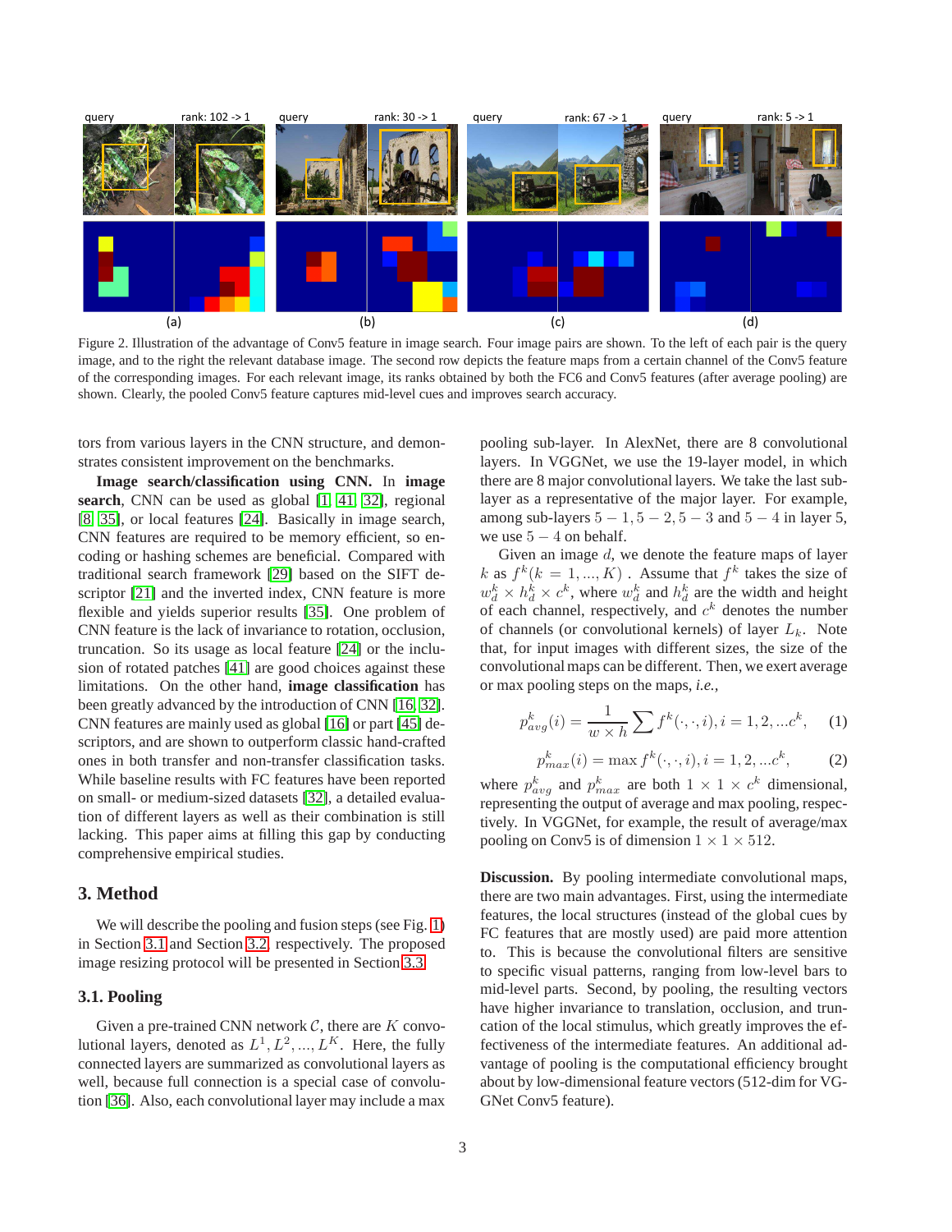Figure 2. Illustration of the advantage of Conv5 feature in image search. Four image pairs are shown. To the left of each pair is the query image, and to the right the relevant database image. The second row depicts the feature maps from a certain channel of the Conv5 feature of the corresponding images. For each relevant image, its ranks obtained by both the FC6 and Conv5 features (after average pooling) are shown. Clearly, the pooled Conv5 feature captures mid-level cues and improves search accuracy.

tors from various layers in the CNN structure, and demonstrates consistent improvement on the benchmarks.

**Image search/classification using CNN.** In **image search**, CNN can be used as global [1, 41, 32], regional [8, 35], or local features [24]. Basically in image search, CNN features are required to be memory efficient, so encoding or hashing schemes are beneficial. Compared with traditional search framework [29] based on the SIFT descriptor [21] and the inverted index, CNN feature is more flexible and yields superior results [35]. One problem of CNN feature is the lack of invariance to rotation, occlusion, truncation. So its usage as local feature [24] or the inclusion of rotated patches [41] are good choices against these limitations. On the other hand, **image classification** has been greatly advanced by the introduction of CNN [16, 32]. CNN features are mainly used as global [16] or part [45] descriptors, and are shown to outperform classic hand-crafted ones in both transfer and non-transfer classification tasks. While baseline results with FC features have been reported on small- or medium-sized datasets [32], a detailed evaluation of different layers as well as their combination is still lacking. This paper aims at filling this gap by conducting comprehensive empirical studies.

## 3. Method

We will describe the pooling and fusion steps (see Fig. 1) in Section 3.1 and Section 3.2, respectively. The proposed image resizing protocol will be presented in Section 3.3.

### 3.1. Pooling

Given a pre-trained CNN network $\mathcal{C}$, there are $K$ convolutional layers, denoted as $L^1, L^2, ..., L^K$. Here, the fully connected layers are summarized as convolutional layers as well, because full connection is a special case of convolution [36]. Also, each convolutional layer may include a max pooling sub-layer. In AlexNet, there are 8 convolutional layers. In VGGNet, we use the 19-layer model, in which there are 8 major convolutional layers. We take the last sub-layer as a representative of the major layer. For example, among sub-layers $5-1, 5-2, 5-3$ and $5-4$ in layer 5, we use $5-4$ on behalf.

Given an image $d$, we denote the feature maps of layer $k$ as $f^k (k = 1, ..., K)$ . Assume that $f^k$ takes the size of $w_d^k \times h_d^k \times c^k$, where $w_d^k$ and $h_d^k$ are the width and height of each channel, respectively, and $c^k$ denotes the number of channels (or convolutional kernels) of layer $L_k$. Note that, for input images with different sizes, the size of the convolutional maps can be different. Then, we exert average or max pooling steps on the maps, *i.e.*,

$$p_{avg}^k(i) = \frac{1}{w \times h} \sum f^k(\cdot, \cdot, i), i = 1, 2, ...c^k, \quad (1)$$

$$p_{max}^k(i) = \max f^k(\cdot, \cdot, i), i = 1, 2, ...c^k, \quad (2)$$

where $p_{avg}^k$ and $p_{max}^k$ are both $1 \times 1 \times c^k$ dimensional, representing the output of average and max pooling, respectively. In VGGNet, for example, the result of average/max pooling on Conv5 is of dimension $1 \times 1 \times 512$.

**Discussion.** By pooling intermediate convolutional maps, there are two main advantages. First, using the intermediate features, the local structures (instead of the global cues by FC features that are mostly used) are paid more attention to. This is because the convolutional filters are sensitive to specific visual patterns, ranging from low-level bars to mid-level parts. Second, by pooling, the resulting vectors have higher invariance to translation, occlusion, and truncation of the local stimulus, which greatly improves the effectiveness of the intermediate features. An additional advantage of pooling is the computational efficiency brought about by low-dimensional feature vectors (512-dim for VGGNet Conv5 feature).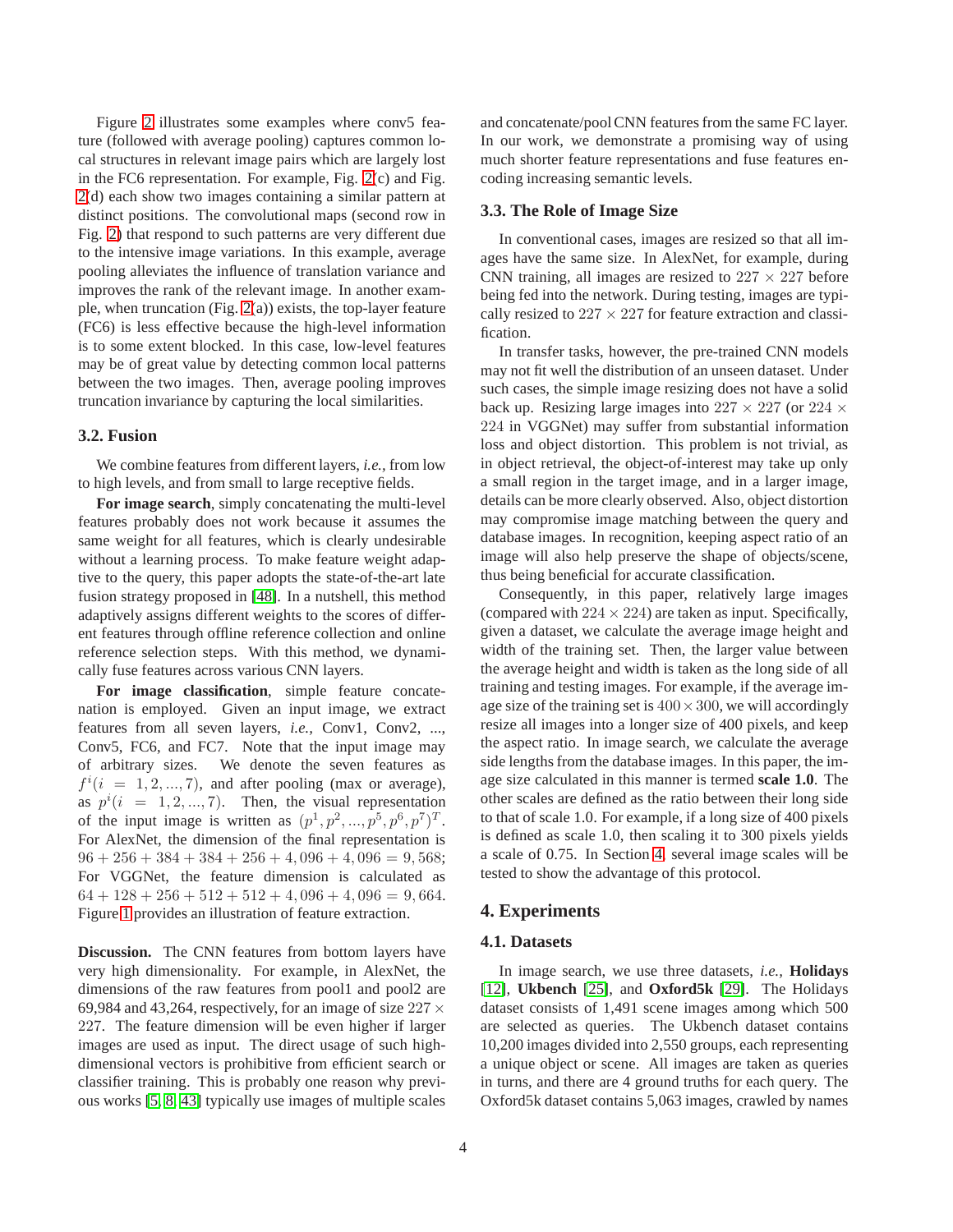Figure 2 illustrates some examples where conv5 feature (followed with average pooling) captures common local structures in relevant image pairs which are largely lost in the FC6 representation. For example, Fig. 2(c) and Fig. 2(d) each show two images containing a similar pattern at distinct positions. The convolutional maps (second row in Fig. 2) that respond to such patterns are very different due to the intensive image variations. In this example, average pooling alleviates the influence of translation variance and improves the rank of the relevant image. In another example, when truncation (Fig. 2(a)) exists, the top-layer feature (FC6) is less effective because the high-level information is to some extent blocked. In this case, low-level features may be of great value by detecting common local patterns between the two images. Then, average pooling improves truncation invariance by capturing the local similarities.

### 3.2. Fusion

We combine features from different layers, *i.e.*, from low to high levels, and from small to large receptive fields.

**For image search**, simply concatenating the multi-level features probably does not work because it assumes the same weight for all features, which is clearly undesirable without a learning process. To make feature weight adaptive to the query, this paper adopts the state-of-the-art late fusion strategy proposed in [48]. In a nutshell, this method adaptively assigns different weights to the scores of different features through offline reference collection and online reference selection steps. With this method, we dynamically fuse features across various CNN layers.

**For image classification**, simple feature concatenation is employed. Given an input image, we extract features from all seven layers, *i.e.*, Conv1, Conv2, ..., Conv5, FC6, and FC7. Note that the input image may of arbitrary sizes. We denote the seven features as $f^i(i = 1, 2, ..., 7)$, and after pooling (max or average), as $p^i(i = 1, 2, ..., 7)$. Then, the visual representation of the input image is written as $(p^1, p^2, ..., p^5, p^6, p^7)^T$. For AlexNet, the dimension of the final representation is $96 + 256 + 384 + 384 + 256 + 4,096 + 4,096 = 9,568$; For VGGNet, the feature dimension is calculated as $64 + 128 + 256 + 512 + 512 + 4,096 + 4,096 = 9,664$. Figure 1 provides an illustration of feature extraction.

**Discussion.** The CNN features from bottom layers have very high dimensionality. For example, in AlexNet, the dimensions of the raw features from pool1 and pool2 are 69,984 and 43,264, respectively, for an image of size $227 \times 227$. The feature dimension will be even higher if larger images are used as input. The direct usage of such high-dimensional vectors is prohibitive from efficient search or classifier training. This is probably one reason why previous works [5, 8, 43] typically use images of multiple scales and concatenate/pool CNN features from the same FC layer. In our work, we demonstrate a promising way of using much shorter feature representations and fuse features encoding increasing semantic levels.

### 3.3. The Role of Image Size

In conventional cases, images are resized so that all images have the same size. In AlexNet, for example, during CNN training, all images are resized to $227 \times 227$ before being fed into the network. During testing, images are typically resized to $227 \times 227$ for feature extraction and classification.

In transfer tasks, however, the pre-trained CNN models may not fit well the distribution of an unseen dataset. Under such cases, the simple image resizing does not have a solid back up. Resizing large images into $227 \times 227$ (or $224 \times 224$ in VGGNet) may suffer from substantial information loss and object distortion. This problem is not trivial, as in object retrieval, the object-of-interest may take up only a small region in the target image, and in a larger image, details can be more clearly observed. Also, object distortion may compromise image matching between the query and database images. In recognition, keeping aspect ratio of an image will also help preserve the shape of objects/scene, thus being beneficial for accurate classification.

Consequently, in this paper, relatively large images (compared with $224 \times 224$) are taken as input. Specifically, given a dataset, we calculate the average image height and width of the training set. Then, the larger value between the average height and width is taken as the long side of all training and testing images. For example, if the average image size of the training set is $400 \times 300$, we will accordingly resize all images into a longer size of 400 pixels, and keep the aspect ratio. In image search, we calculate the average side lengths from the database images. In this paper, the image size calculated in this manner is termed **scale 1.0**. The other scales are defined as the ratio between their long side to that of scale 1.0. For example, if a long size of 400 pixels is defined as scale 1.0, then scaling it to 300 pixels yields a scale of 0.75. In Section 4, several image scales will be tested to show the advantage of this protocol.

## 4. Experiments

### 4.1. Datasets

In image search, we use three datasets, *i.e.*, **Holidays** [12], **Ukbench** [25], and **Oxford5k** [29]. The Holidays dataset consists of 1,491 scene images among which 500 are selected as queries. The Ukbench dataset contains 10,200 images divided into 2,550 groups, each representing a unique object or scene. All images are taken as queries in turns, and there are 4 ground truths for each query. The Oxford5k dataset contains 5,063 images, crawled by names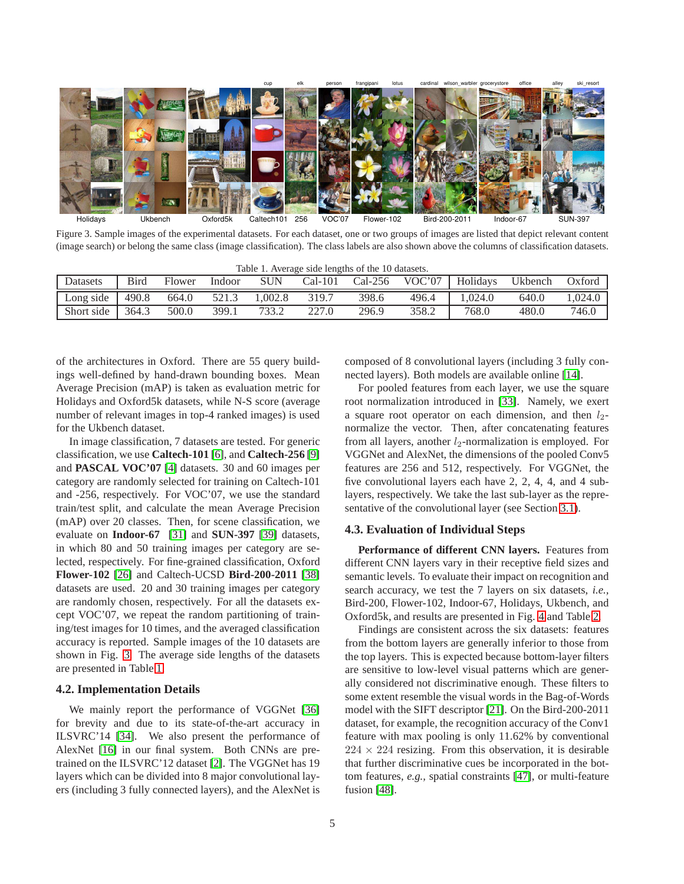Figure 3. Sample images of the experimental datasets. For each dataset, one or two groups of images are listed that depict relevant content (image search) or belong the same class (image classification). The class labels are also shown above the columns of classification datasets.

Table 1. Average side lengths of the 10 datasets.

| Datasets | Bird | Flower | Indoor | SUN | Cal-101 | Cal-256 | VOC'07 | Holidays | Ukbench | Oxford |
|---|---|---|---|---|---|---|---|---|---|---|
| Long side | 490.8 | 664.0 | 521.3 | 1,002.8 | 319.7 | 398.6 | 496.4 | 1,024.0 | 640.0 | 1,024.0 |
| Short side | 364.3 | 500.0 | 399.1 | 733.2 | 227.0 | 296.9 | 358.2 | 768.0 | 480.0 | 746.0 |

of the architectures in Oxford. There are 55 query buildings well-defined by hand-drawn bounding boxes. Mean Average Precision (mAP) is taken as evaluation metric for Holidays and Oxford5k datasets, while N-S score (average number of relevant images in top-4 ranked images) is used for the Ukbench dataset.

In image classification, 7 datasets are tested. For generic classification, we use **Caltech-101** [6], and **Caltech-256** [9] and **PASCAL VOC'07** [4] datasets. 30 and 60 images per category are randomly selected for training on Caltech-101 and -256, respectively. For VOC'07, we use the standard train/test split, and calculate the mean Average Precision (mAP) over 20 classes. Then, for scene classification, we evaluate on **Indoor-67** [31] and **SUN-397** [39] datasets, in which 80 and 50 training images per category are selected, respectively. For fine-grained classification, Oxford **Flower-102** [26] and Caltech-UCSD **Bird-200-2011** [38] datasets are used. 20 and 30 training images per category are randomly chosen, respectively. For all the datasets except VOC'07, we repeat the random partitioning of training/test images for 10 times, and the averaged classification accuracy is reported. Sample images of the 10 datasets are shown in Fig. 3. The average side lengths of the datasets are presented in Table 1.

## 4.2. Implementation Details

We mainly report the performance of VGGNet [36] for brevity and due to its state-of-the-art accuracy in ILSVRC'14 [34]. We also present the performance of AlexNet [16] in our final system. Both CNNs are pre-trained on the ILSVRC'12 dataset [2]. The VGGNet has 19 layers which can be divided into 8 major convolutional layers (including 3 fully connected layers), and the AlexNet is composed of 8 convolutional layers (including 3 fully connected layers). Both models are available online [14].

For pooled features from each layer, we use the square root normalization introduced in [33]. Namely, we exert a square root operator on each dimension, and then $l_2$-normalize the vector. Then, after concatenating features from all layers, another $l_2$-normalization is employed. For VGGNet and AlexNet, the dimensions of the pooled Conv5 features are 256 and 512, respectively. For VGGNet, the five convolutional layers each have 2, 2, 4, 4, and 4 sub-layers, respectively. We take the last sub-layer as the representative of the convolutional layer (see Section 3.1).

## 4.3. Evaluation of Individual Steps

**Performance of different CNN layers.** Features from different CNN layers vary in their receptive field sizes and semantic levels. To evaluate their impact on recognition and search accuracy, we test the 7 layers on six datasets, *i.e.*, Bird-200, Flower-102, Indoor-67, Holidays, Ukbench, and Oxford5k, and results are presented in Fig. 4 and Table 2.

Findings are consistent across the six datasets: features from the bottom layers are generally inferior to those from the top layers. This is expected because bottom-layer filters are sensitive to low-level visual patterns which are generally considered not discriminative enough. These filters to some extent resemble the visual words in the Bag-of-Words model with the SIFT descriptor [21]. On the Bird-200-2011 dataset, for example, the recognition accuracy of the Conv1 feature with max pooling is only 11.62% by conventional $224 \times 224$ resizing. From this observation, it is desirable that further discriminative cues be incorporated in the bottom features, *e.g.*, spatial constraints [47], or multi-feature fusion [48].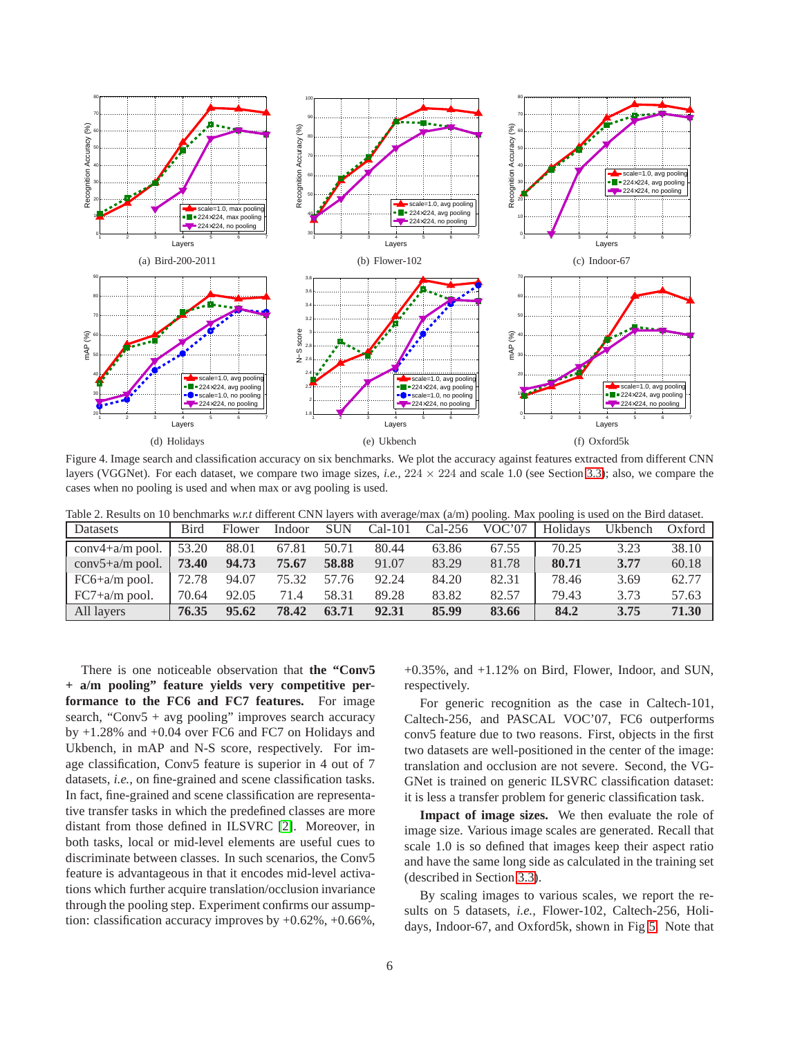(a) Bird-200-2011

(b) Flower-102

(c) Indoor-67

(d) Holidays

(e) Ukbench

(f) Oxford5k

Figure 4. Image search and classification accuracy on six benchmarks. We plot the accuracy against features extracted from different CNN layers (VGGNet). For each dataset, we compare two image sizes, *i.e.,* $224 \times 224$ and scale 1.0 (see Section 3.3); also, we compare the cases when no pooling is used and when max or avg pooling is used.

Table 2. Results on 10 benchmarks *w.r.t* different CNN layers with average/max (a/m) pooling. Max pooling is used on the Bird dataset.

| Datasets | Bird | Flower | Indoor | SUN | Cal-101 | Cal-256 | VOC'07 | Holidays | Ukbench | Oxford |
|---|---|---|---|---|---|---|---|---|---|---|
| conv4+a/m pool. | 53.20 | 88.01 | 67.81 | 50.71 | 80.44 | 63.86 | 67.55 | 70.25 | 3.23 | 38.10 |
| conv5+a/m pool. | **73.40** | **94.73** | **75.67** | **58.88** | 91.07 | 83.29 | 81.78 | **80.71** | **3.77** | 60.18 |
| FC6+a/m pool. | 72.78 | 94.07 | 75.32 | 57.76 | 92.24 | 84.20 | 82.31 | 78.46 | 3.69 | 62.77 |
| FC7+a/m pool. | 70.64 | 92.05 | 71.4 | 58.31 | 89.28 | 83.82 | 82.57 | 79.43 | 3.73 | 57.63 |
| All layers | **76.35** | **95.62** | **78.42** | **63.71** | **92.31** | **85.99** | **83.66** | **84.2** | **3.75** | **71.30** |

There is one noticeable observation that **the "Conv5 + a/m pooling" feature yields very competitive performance to the FC6 and FC7 features.** For image search, "Conv5 + avg pooling" improves search accuracy by +1.28% and +0.04 over FC6 and FC7 on Holidays and Ukbench, in mAP and N-S score, respectively. For image classification, Conv5 feature is superior in 4 out of 7 datasets, *i.e.,* on fine-grained and scene classification tasks. In fact, fine-grained and scene classification are representative transfer tasks in which the predefined classes are more distant from those defined in ILSVRC [2]. Moreover, in both tasks, local or mid-level elements are useful cues to discriminate between classes. In such scenarios, the Conv5 feature is advantageous in that it encodes mid-level activations which further acquire translation/occlusion invariance through the pooling step. Experiment confirms our assumption: classification accuracy improves by +0.62%, +0.66%, +0.35%, and +1.12% on Bird, Flower, Indoor, and SUN, respectively.

For generic recognition as the case in Caltech-101, Caltech-256, and PASCAL VOC'07, FC6 outperforms conv5 feature due to two reasons. First, objects in the first two datasets are well-positioned in the center of the image: translation and occlusion are not severe. Second, the VGGNet is trained on generic ILSVRC classification dataset: it is less a transfer problem for generic classification task.

**Impact of image sizes.** We then evaluate the role of image size. Various image scales are generated. Recall that scale 1.0 is so defined that images keep their aspect ratio and have the same long side as calculated in the training set (described in Section 3.3).

By scaling images to various scales, we report the results on 5 datasets, *i.e.,* Flower-102, Caltech-256, Holidays, Indoor-67, and Oxford5k, shown in Fig 5. Note that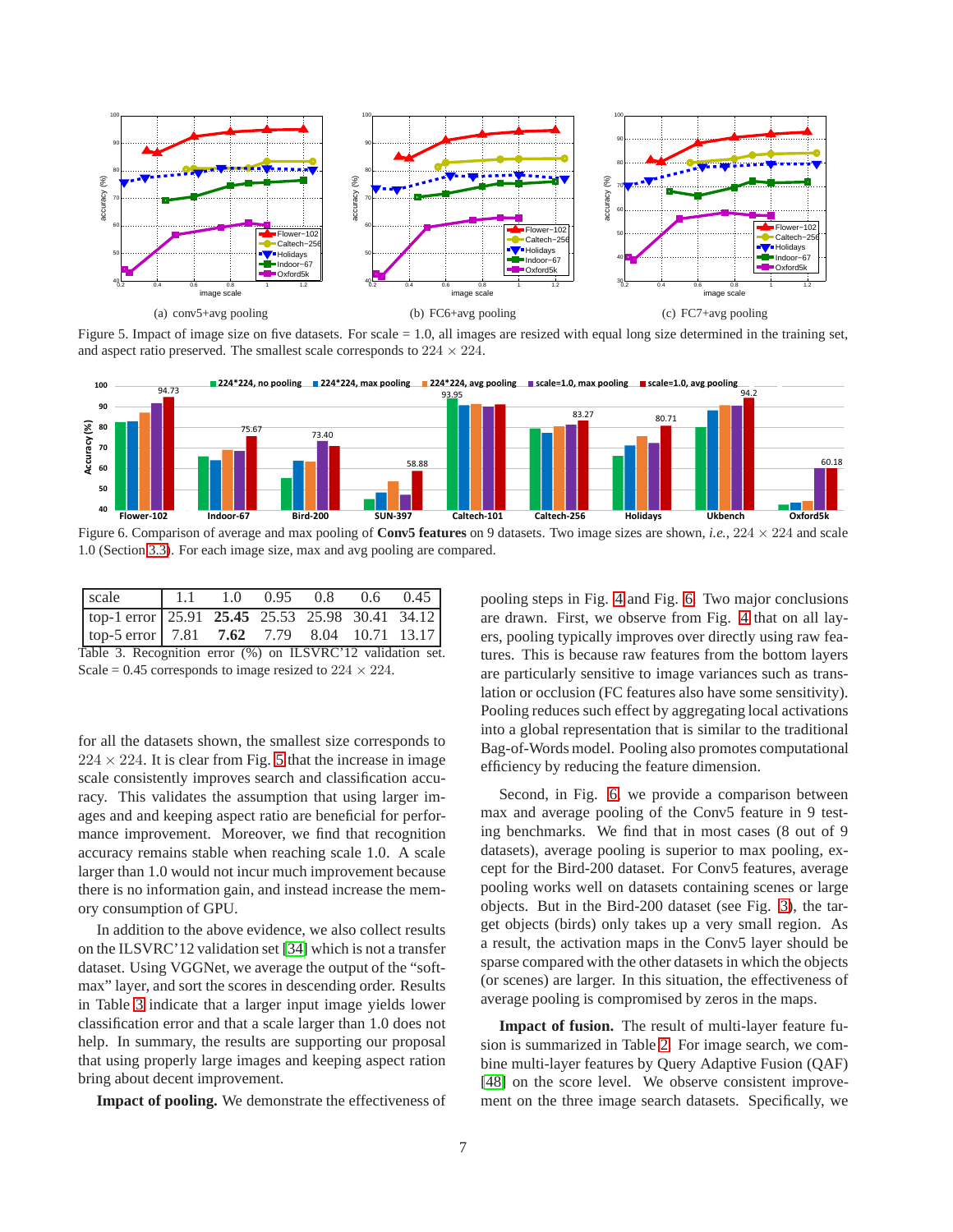(a) conv5+avg pooling

(b) FC6+avg pooling

(c) FC7+avg pooling

Figure 5. Impact of image size on five datasets. For scale = 1.0, all images are resized with equal long size determined in the training set, and aspect ratio preserved. The smallest scale corresponds to $224 \times 224$.

Figure 6. Comparison of average and max pooling of **Conv5 features** on 9 datasets. Two image sizes are shown, *i.e.*, $224 \times 224$ and scale 1.0 (Section 3.3). For each image size, max and avg pooling are compared.

| scale | 1.1 | 1.0 | 0.95 | 0.8 | 0.6 | 0.45 |
|---|---|---|---|---|---|---|
| top-1 error | 25.91 | **25.45** | 25.53 | 25.98 | 30.41 | 34.12 |
| top-5 error | 7.81 | **7.62** | 7.79 | 8.04 | 10.71 | 13.17 |

Table 3. Recognition error (%) on ILSVRC'12 validation set. Scale = 0.45 corresponds to image resized to $224 \times 224$.

for all the datasets shown, the smallest size corresponds to $224 \times 224$. It is clear from Fig. 5 that the increase in image scale consistently improves search and classification accuracy. This validates the assumption that using larger images and and keeping aspect ratio are beneficial for performance improvement. Moreover, we find that recognition accuracy remains stable when reaching scale 1.0. A scale larger than 1.0 would not incur much improvement because there is no information gain, and instead increase the memory consumption of GPU.

In addition to the above evidence, we also collect results on the ILSVRC'12 validation set [34] which is not a transfer dataset. Using VGGNet, we average the output of the "softmax" layer, and sort the scores in descending order. Results in Table 3 indicate that a larger input image yields lower classification error and that a scale larger than 1.0 does not help. In summary, the results are supporting our proposal that using properly large images and keeping aspect ration bring about decent improvement.

**Impact of pooling.** We demonstrate the effectiveness of pooling steps in Fig. 4 and Fig. 6. Two major conclusions are drawn. First, we observe from Fig. 4 that on all layers, pooling typically improves over directly using raw features. This is because raw features from the bottom layers are particularly sensitive to image variances such as translation or occlusion (FC features also have some sensitivity). Pooling reduces such effect by aggregating local activations into a global representation that is similar to the traditional Bag-of-Words model. Pooling also promotes computational efficiency by reducing the feature dimension.

Second, in Fig. 6, we provide a comparison between max and average pooling of the Conv5 feature in 9 testing benchmarks. We find that in most cases (8 out of 9 datasets), average pooling is superior to max pooling, except for the Bird-200 dataset. For Conv5 features, average pooling works well on datasets containing scenes or large objects. But in the Bird-200 dataset (see Fig. 3), the target objects (birds) only takes up a very small region. As a result, the activation maps in the Conv5 layer should be sparse compared with the other datasets in which the objects (or scenes) are larger. In this situation, the effectiveness of average pooling is compromised by zeros in the maps.

**Impact of fusion.** The result of multi-layer feature fusion is summarized in Table 2. For image search, we combine multi-layer features by Query Adaptive Fusion (QAF) [48] on the score level. We observe consistent improvement on the three image search datasets. Specifically, we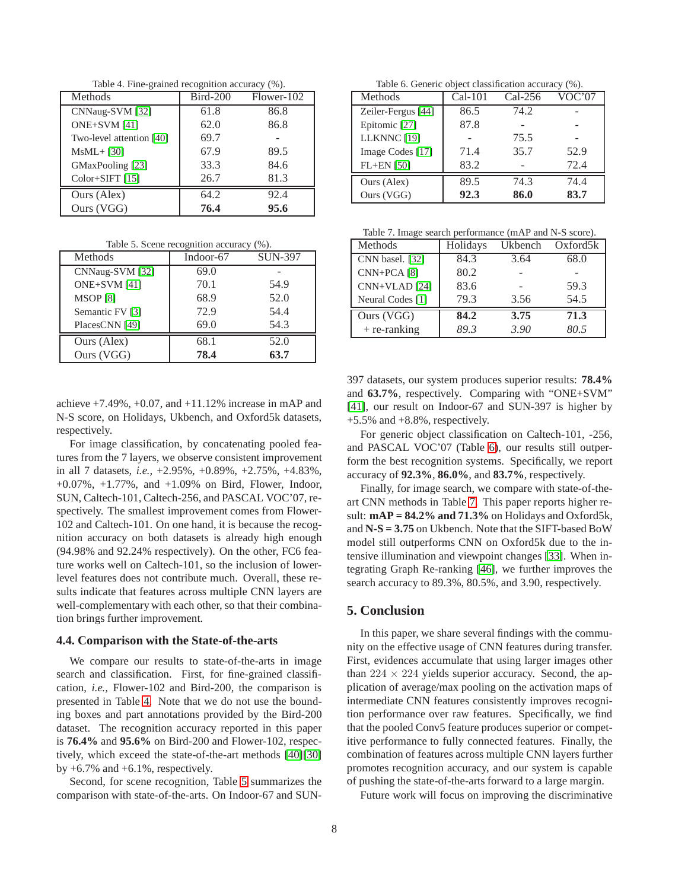Table 4. Fine-grained recognition accuracy (%).

| Methods | Bird-200 | Flower-102 |
|---|---|---|
| CNNaug-SVM [32] | 61.8 | 86.8 |
| ONE+SVM [41] | 62.0 | 86.8 |
| Two-level attention [40] | 69.7 | - |
| MsML+ [30] | 67.9 | 89.5 |
| GMaxPooling [23] | 33.3 | 84.6 |
| Color+SIFT [15] | 26.7 | 81.3 |
| Ours (Alex) | 64.2 | 92.4 |
| Ours (VGG) | **76.4** | **95.6** |

Table 5. Scene recognition accuracy (%).

| Methods | Indoor-67 | SUN-397 |
|---|---|---|
| CNNaug-SVM [32] | 69.0 | - |
| ONE+SVM [41] | 70.1 | 54.9 |
| MSOP [8] | 68.9 | 52.0 |
| Semantic FV [3] | 72.9 | 54.4 |
| PlacesCNN [49] | 69.0 | 54.3 |
| Ours (Alex) | 68.1 | 52.0 |
| Ours (VGG) | **78.4** | **63.7** |

Table 6. Generic object classification accuracy (%).

| Methods | Cal-101 | Cal-256 | VOC'07 |
|---|---|---|---|
| Zeiler-Fergus [44] | 86.5 | 74.2 | - |
| Epitomic [27] | 87.8 | - | - |
| LLKNNC [19] | - | 75.5 | - |
| Image Codes [17] | 71.4 | 35.7 | 52.9 |
| FL+EN [50] | 83.2 | - | 72.4 |
| Ours (Alex) | 89.5 | 74.3 | 74.4 |
| Ours (VGG) | **92.3** | **86.0** | **83.7** |

Table 7. Image search performance (mAP and N-S score).

| Methods | Holidays | Ukbench | Oxford5k |
|---|---|---|---|
| CNN basel. [32] | 84.3 | 3.64 | 68.0 |
| CNN+PCA [8] | 80.2 | - | - |
| CNN+VLAD [24] | 83.6 | - | 59.3 |
| Neural Codes [1] | 79.3 | 3.56 | 54.5 |
| Ours (VGG) | **84.2** | **3.75** | **71.3** |
| + re-ranking | *89.3* | *3.90* | *80.5* |

achieve +7.49%, +0.07, and +11.12% increase in mAP and N-S score, on Holidays, Ukbench, and Oxford5k datasets, respectively.

For image classification, by concatenating pooled features from the 7 layers, we observe consistent improvement in all 7 datasets, *i.e.,* +2.95%, +0.89%, +2.75%, +4.83%, +0.07%, +1.77%, and +1.09% on Bird, Flower, Indoor, SUN, Caltech-101, Caltech-256, and PASCAL VOC'07, respectively. The smallest improvement comes from Flower-102 and Caltech-101. On one hand, it is because the recognition accuracy on both datasets is already high enough (94.98% and 92.24% respectively). On the other, FC6 feature works well on Caltech-101, so the inclusion of lower-level features does not contribute much. Overall, these results indicate that features across multiple CNN layers are well-complementary with each other, so that their combination brings further improvement.

### 4.4. Comparison with the State-of-the-arts

We compare our results to state-of-the-arts in image search and classification. First, for fine-grained classification, *i.e.,* Flower-102 and Bird-200, the comparison is presented in Table 4. Note that we do not use the bounding boxes and part annotations provided by the Bird-200 dataset. The recognition accuracy reported in this paper is **76.4%** and **95.6%** on Bird-200 and Flower-102, respectively, which exceed the state-of-the-art methods [40][30] by +6.7% and +6.1%, respectively.

Second, for scene recognition, Table 5 summarizes the comparison with state-of-the-arts. On Indoor-67 and SUN-397 datasets, our system produces superior results: **78.4%** and **63.7%**, respectively. Comparing with "ONE+SVM" [41], our result on Indoor-67 and SUN-397 is higher by +5.5% and +8.8%, respectively.

For generic object classification on Caltech-101, -256, and PASCAL VOC'07 (Table 6), our results still outperform the best recognition systems. Specifically, we report accuracy of **92.3%**, **86.0%**, and **83.7%**, respectively.

Finally, for image search, we compare with state-of-the-art CNN methods in Table 7. This paper reports higher result: **mAP = 84.2% and 71.3%** on Holidays and Oxford5k, and **N-S = 3.75** on Ukbench. Note that the SIFT-based BoW model still outperforms CNN on Oxford5k due to the intensive illumination and viewpoint changes [33]. When integrating Graph Re-ranking [46], we further improves the search accuracy to 89.3%, 80.5%, and 3.90, respectively.

## 5. Conclusion

In this paper, we share several findings with the community on the effective usage of CNN features during transfer. First, evidences accumulate that using larger images other than $224 \times 224$ yields superior accuracy. Second, the application of average/max pooling on the activation maps of intermediate CNN features consistently improves recognition performance over raw features. Specifically, we find that the pooled Conv5 feature produces superior or competitive performance to fully connected features. Finally, the combination of features across multiple CNN layers further promotes recognition accuracy, and our system is capable of pushing the state-of-the-arts forward to a large margin.

Future work will focus on improving the discriminative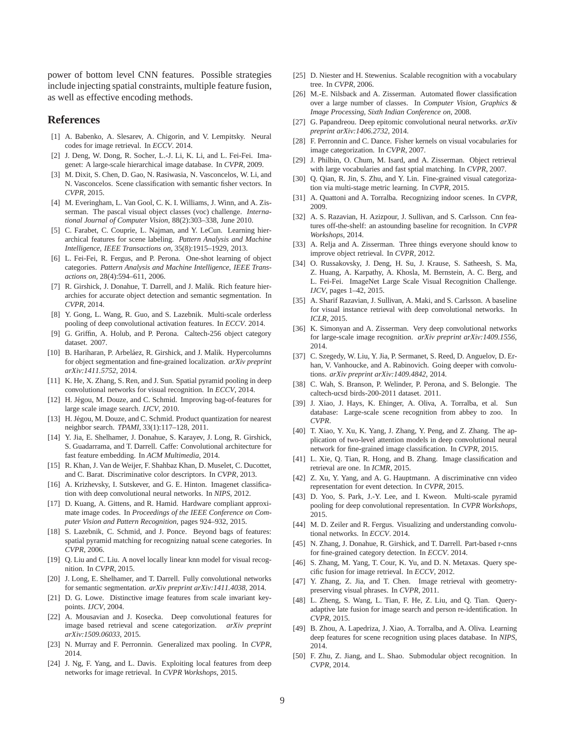power of bottom level CNN features. Possible strategies include injecting spatial constraints, multiple feature fusion, as well as effective encoding methods.

## References

- [1] A. Babenko, A. Slesarev, A. Chigorin, and V. Lempitsky. Neural codes for image retrieval. In *ECCV*. 2014.
- [2] J. Deng, W. Dong, R. Socher, L.-J. Li, K. Li, and L. Fei-Fei. Imagenet: A large-scale hierarchical image database. In *CVPR*, 2009.
- [3] M. Dixit, S. Chen, D. Gao, N. Rasiwasia, N. Vasconcelos, W. Li, and N. Vasconcelos. Scene classification with semantic fisher vectors. In *CVPR*, 2015.
- [4] M. Everingham, L. Van Gool, C. K. I. Williams, J. Winn, and A. Zisserman. The pascal visual object classes (voc) challenge. *International Journal of Computer Vision*, 88(2):303–338, June 2010.
- [5] C. Farabet, C. Couprie, L. Najman, and Y. LeCun. Learning hierarchical features for scene labeling. *Pattern Analysis and Machine Intelligence, IEEE Transactions on*, 35(8):1915–1929, 2013.
- [6] L. Fei-Fei, R. Fergus, and P. Perona. One-shot learning of object categories. *Pattern Analysis and Machine Intelligence, IEEE Transactions on*, 28(4):594–611, 2006.
- [7] R. Girshick, J. Donahue, T. Darrell, and J. Malik. Rich feature hierarchies for accurate object detection and semantic segmentation. In *CVPR*, 2014.
- [8] Y. Gong, L. Wang, R. Guo, and S. Lazebnik. Multi-scale orderless pooling of deep convolutional activation features. In *ECCV*. 2014.
- [9] G. Griffin, A. Holub, and P. Perona. Caltech-256 object category dataset. 2007.
- [10] B. Hariharan, P. Arbeláez, R. Girshick, and J. Malik. Hypercolumns for object segmentation and fine-grained localization. *arXiv preprint arXiv:1411.5752*, 2014.
- [11] K. He, X. Zhang, S. Ren, and J. Sun. Spatial pyramid pooling in deep convolutional networks for visual recognition. In *ECCV*, 2014.
- [12] H. Jégou, M. Douze, and C. Schmid. Improving bag-of-features for large scale image search. *IJCV*, 2010.
- [13] H. Jégou, M. Douze, and C. Schmid. Product quantization for nearest neighbor search. *TPAMI*, 33(1):117–128, 2011.
- [14] Y. Jia, E. Shelhamer, J. Donahue, S. Karayev, J. Long, R. Girshick, S. Guadarrama, and T. Darrell. Caffe: Convolutional architecture for fast feature embedding. In *ACM Multimedia*, 2014.
- [15] R. Khan, J. Van de Weijer, F. Shahbaz Khan, D. Muselet, C. Ducottet, and C. Barat. Discriminative color descriptors. In *CVPR*, 2013.
- [16] A. Krizhevsky, I. Sutskever, and G. E. Hinton. Imagenet classification with deep convolutional neural networks. In *NIPS*, 2012.
- [17] D. Kuang, A. Gittens, and R. Hamid. Hardware compliant approximate image codes. In *Proceedings of the IEEE Conference on Computer Vision and Pattern Recognition*, pages 924–932, 2015.
- [18] S. Lazebnik, C. Schmid, and J. Ponce. Beyond bags of features: spatial pyramid matching for recognizing natual scene categories. In *CVPR*, 2006.
- [19] Q. Liu and C. Liu. A novel locally linear knn model for visual recognition. In *CVPR*, 2015.
- [20] J. Long, E. Shelhamer, and T. Darrell. Fully convolutional networks for semantic segmentation. *arXiv preprint arXiv:1411.4038*, 2014.
- [21] D. G. Lowe. Distinctive image features from scale invariant keypoints. *IJCV*, 2004.
- [22] A. Mousavian and J. Kosecka. Deep convolutional features for image based retrieval and scene categorization. *arXiv preprint arXiv:1509.06033*, 2015.
- [23] N. Murray and F. Perronnin. Generalized max pooling. In *CVPR*, 2014.
- [24] J. Ng, F. Yang, and L. Davis. Exploiting local features from deep networks for image retrieval. In *CVPR Workshops*, 2015.
- [25] D. Niester and H. Stewenius. Scalable recognition with a vocabulary tree. In *CVPR*, 2006.
- [26] M.-E. Nilsback and A. Zisserman. Automated flower classification over a large number of classes. In *Computer Vision, Graphics & Image Processing, Sixth Indian Conference on*, 2008.
- [27] G. Papandreou. Deep epitomic convolutional neural networks. *arXiv preprint arXiv:1406.2732*, 2014.
- [28] F. Perronnin and C. Dance. Fisher kernels on visual vocabularies for image categorization. In *CVPR*, 2007.
- [29] J. Philbin, O. Chum, M. Isard, and A. Zisserman. Object retrieval with large vocabularies and fast sptial matching. In *CVPR*, 2007.
- [30] Q. Qian, R. Jin, S. Zhu, and Y. Lin. Fine-grained visual categorization via multi-stage metric learning. In *CVPR*, 2015.
- [31] A. Quattoni and A. Torralba. Recognizing indoor scenes. In *CVPR*, 2009.
- [32] A. S. Razavian, H. Azizpour, J. Sullivan, and S. Carlsson. Cnn features off-the-shelf: an astounding baseline for recognition. In *CVPR Workshops*, 2014.
- [33] A. Relja and A. Zisserman. Three things everyone should know to improve object retrieval. In *CVPR*, 2012.
- [34] O. Russakovsky, J. Deng, H. Su, J. Krause, S. Satheesh, S. Ma, Z. Huang, A. Karpathy, A. Khosla, M. Bernstein, A. C. Berg, and L. Fei-Fei. ImageNet Large Scale Visual Recognition Challenge. *IJCV*, pages 1–42, 2015.
- [35] A. Sharif Razavian, J. Sullivan, A. Maki, and S. Carlsson. A baseline for visual instance retrieval with deep convolutional networks. In *ICLR*, 2015.
- [36] K. Simonyan and A. Zisserman. Very deep convolutional networks for large-scale image recognition. *arXiv preprint arXiv:1409.1556*, 2014.
- [37] C. Szegedy, W. Liu, Y. Jia, P. Sermanet, S. Reed, D. Anguelov, D. Erhan, V. Vanhoucke, and A. Rabinovich. Going deeper with convolutions. *arXiv preprint arXiv:1409.4842*, 2014.
- [38] C. Wah, S. Branson, P. Welinder, P. Perona, and S. Belongie. The caltech-ucsd birds-200-2011 dataset. 2011.
- [39] J. Xiao, J. Hays, K. Ehinger, A. Oliva, A. Torralba, et al. Sun database: Large-scale scene recognition from abbey to zoo. In *CVPR*.
- [40] T. Xiao, Y. Xu, K. Yang, J. Zhang, Y. Peng, and Z. Zhang. The application of two-level attention models in deep convolutional neural network for fine-grained image classification. In *CVPR*, 2015.
- [41] L. Xie, Q. Tian, R. Hong, and B. Zhang. Image classification and retrieval are one. In *ICMR*, 2015.
- [42] Z. Xu, Y. Yang, and A. G. Hauptmann. A discriminative cnn video representation for event detection. In *CVPR*, 2015.
- [43] D. Yoo, S. Park, J.-Y. Lee, and I. Kweon. Multi-scale pyramid pooling for deep convolutional representation. In *CVPR Workshops*, 2015.
- [44] M. D. Zeiler and R. Fergus. Visualizing and understanding convolutional networks. In *ECCV*. 2014.
- [45] N. Zhang, J. Donahue, R. Girshick, and T. Darrell. Part-based r-cnns for fine-grained category detection. In *ECCV*. 2014.
- [46] S. Zhang, M. Yang, T. Cour, K. Yu, and D. N. Metaxas. Query specific fusion for image retrieval. In *ECCV*, 2012.
- [47] Y. Zhang, Z. Jia, and T. Chen. Image retrieval with geometry-preserving visual phrases. In *CVPR*, 2011.
- [48] L. Zheng, S. Wang, L. Tian, F. He, Z. Liu, and Q. Tian. Query-adaptive late fusion for image search and person re-identification. In *CVPR*, 2015.
- [49] B. Zhou, A. Lapedriza, J. Xiao, A. Torralba, and A. Oliva. Learning deep features for scene recognition using places database. In *NIPS*, 2014.
- [50] F. Zhu, Z. Jiang, and L. Shao. Submodular object recognition. In *CVPR*, 2014.